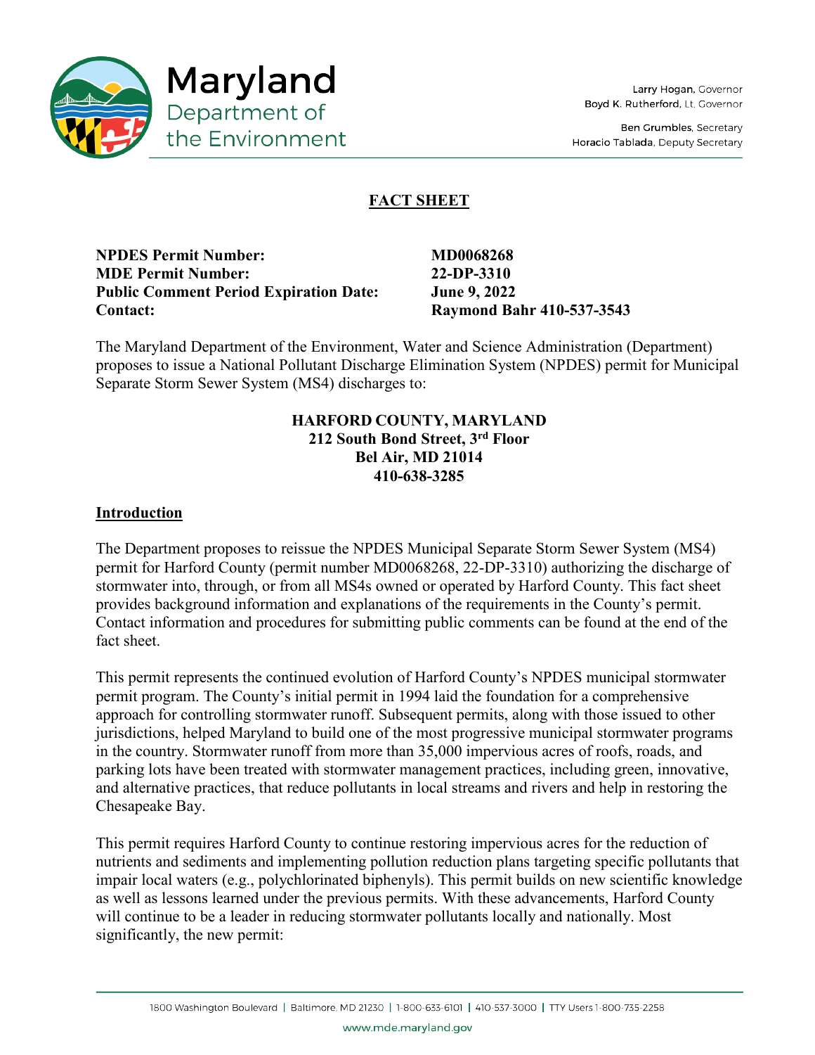Maryland Department of the Environment

Larry Hogan, Governor
Boyd K. Rutherford, Lt. Governor

Ben Grumbles, Secretary
Horacio Tablada, Deputy Secretary

# FACT SHEET

| | |
|---|---|
| **NPDES Permit Number:** | **MD0068268** |
| **MDE Permit Number:** | **22-DP-3310** |
| **Public Comment Period Expiration Date:** | **June 9, 2022** |
| **Contact:** | **Raymond Bahr 410-537-3543** |

The Maryland Department of the Environment, Water and Science Administration (Department) proposes to issue a National Pollutant Discharge Elimination System (NPDES) permit for Municipal Separate Storm Sewer System (MS4) discharges to:

**HARFORD COUNTY, MARYLAND**
**212 South Bond Street, 3rd Floor**
**Bel Air, MD 21014**
**410-638-3285**

## Introduction

The Department proposes to reissue the NPDES Municipal Separate Storm Sewer System (MS4) permit for Harford County (permit number MD0068268, 22-DP-3310) authorizing the discharge of stormwater into, through, or from all MS4s owned or operated by Harford County. This fact sheet provides background information and explanations of the requirements in the County's permit. Contact information and procedures for submitting public comments can be found at the end of the fact sheet.

This permit represents the continued evolution of Harford County's NPDES municipal stormwater permit program. The County's initial permit in 1994 laid the foundation for a comprehensive approach for controlling stormwater runoff. Subsequent permits, along with those issued to other jurisdictions, helped Maryland to build one of the most progressive municipal stormwater programs in the country. Stormwater runoff from more than 35,000 impervious acres of roofs, roads, and parking lots have been treated with stormwater management practices, including green, innovative, and alternative practices, that reduce pollutants in local streams and rivers and help in restoring the Chesapeake Bay.

This permit requires Harford County to continue restoring impervious acres for the reduction of nutrients and sediments and implementing pollution reduction plans targeting specific pollutants that impair local waters (e.g., polychlorinated biphenyls). This permit builds on new scientific knowledge as well as lessons learned under the previous permits. With these advancements, Harford County will continue to be a leader in reducing stormwater pollutants locally and nationally. Most significantly, the new permit: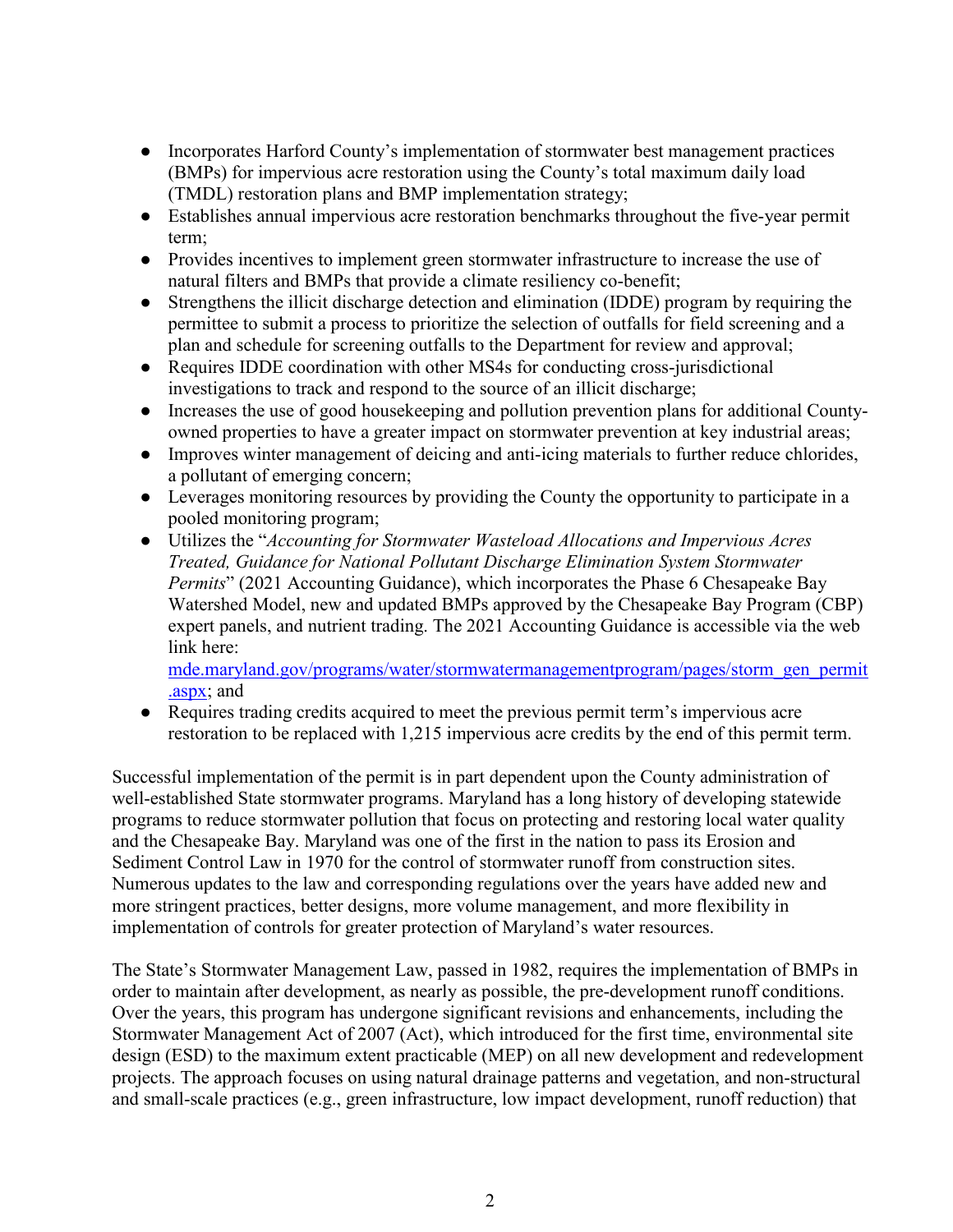- Incorporates Harford County's implementation of stormwater best management practices (BMPs) for impervious acre restoration using the County's total maximum daily load (TMDL) restoration plans and BMP implementation strategy;
- Establishes annual impervious acre restoration benchmarks throughout the five-year permit term;
- Provides incentives to implement green stormwater infrastructure to increase the use of natural filters and BMPs that provide a climate resiliency co-benefit;
- Strengthens the illicit discharge detection and elimination (IDDE) program by requiring the permittee to submit a process to prioritize the selection of outfalls for field screening and a plan and schedule for screening outfalls to the Department for review and approval;
- Requires IDDE coordination with other MS4s for conducting cross-jurisdictional investigations to track and respond to the source of an illicit discharge;
- Increases the use of good housekeeping and pollution prevention plans for additional County-owned properties to have a greater impact on stormwater prevention at key industrial areas;
- Improves winter management of deicing and anti-icing materials to further reduce chlorides, a pollutant of emerging concern;
- Leverages monitoring resources by providing the County the opportunity to participate in a pooled monitoring program;
- Utilizes the "*Accounting for Stormwater Wasteload Allocations and Impervious Acres Treated, Guidance for National Pollutant Discharge Elimination System Stormwater Permits*" (2021 Accounting Guidance), which incorporates the Phase 6 Chesapeake Bay Watershed Model, new and updated BMPs approved by the Chesapeake Bay Program (CBP) expert panels, and nutrient trading. The 2021 Accounting Guidance is accessible via the web link here: [mde.maryland.gov/programs/water/stormwatermanagementprogram/pages/storm_gen_permit.aspx](mde.maryland.gov/programs/water/stormwatermanagementprogram/pages/storm_gen_permit.aspx); and
- Requires trading credits acquired to meet the previous permit term's impervious acre restoration to be replaced with 1,215 impervious acre credits by the end of this permit term.

Successful implementation of the permit is in part dependent upon the County administration of well-established State stormwater programs. Maryland has a long history of developing statewide programs to reduce stormwater pollution that focus on protecting and restoring local water quality and the Chesapeake Bay. Maryland was one of the first in the nation to pass its Erosion and Sediment Control Law in 1970 for the control of stormwater runoff from construction sites. Numerous updates to the law and corresponding regulations over the years have added new and more stringent practices, better designs, more volume management, and more flexibility in implementation of controls for greater protection of Maryland's water resources.

The State's Stormwater Management Law, passed in 1982, requires the implementation of BMPs in order to maintain after development, as nearly as possible, the pre-development runoff conditions. Over the years, this program has undergone significant revisions and enhancements, including the Stormwater Management Act of 2007 (Act), which introduced for the first time, environmental site design (ESD) to the maximum extent practicable (MEP) on all new development and redevelopment projects. The approach focuses on using natural drainage patterns and vegetation, and non-structural and small-scale practices (e.g., green infrastructure, low impact development, runoff reduction) that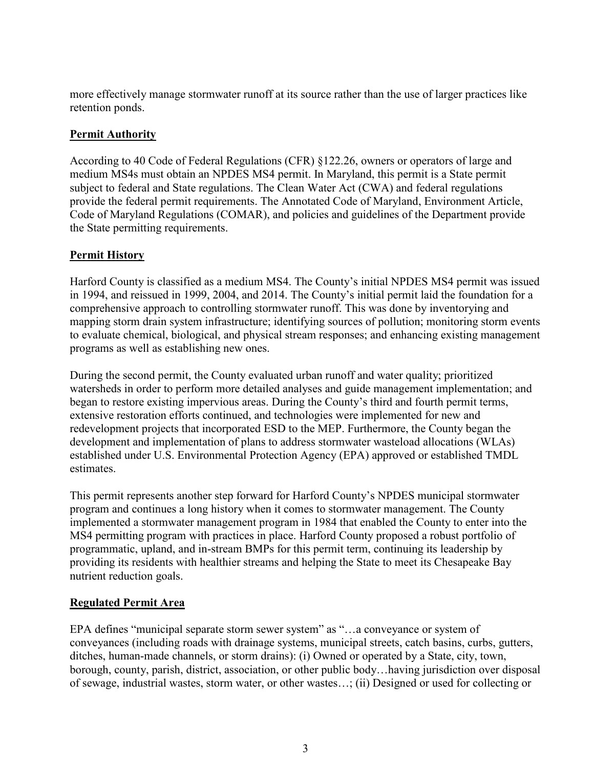more effectively manage stormwater runoff at its source rather than the use of larger practices like retention ponds.

## Permit Authority

According to 40 Code of Federal Regulations (CFR) §122.26, owners or operators of large and medium MS4s must obtain an NPDES MS4 permit. In Maryland, this permit is a State permit subject to federal and State regulations. The Clean Water Act (CWA) and federal regulations provide the federal permit requirements. The Annotated Code of Maryland, Environment Article, Code of Maryland Regulations (COMAR), and policies and guidelines of the Department provide the State permitting requirements.

## Permit History

Harford County is classified as a medium MS4. The County's initial NPDES MS4 permit was issued in 1994, and reissued in 1999, 2004, and 2014. The County's initial permit laid the foundation for a comprehensive approach to controlling stormwater runoff. This was done by inventorying and mapping storm drain system infrastructure; identifying sources of pollution; monitoring storm events to evaluate chemical, biological, and physical stream responses; and enhancing existing management programs as well as establishing new ones.

During the second permit, the County evaluated urban runoff and water quality; prioritized watersheds in order to perform more detailed analyses and guide management implementation; and began to restore existing impervious areas. During the County's third and fourth permit terms, extensive restoration efforts continued, and technologies were implemented for new and redevelopment projects that incorporated ESD to the MEP. Furthermore, the County began the development and implementation of plans to address stormwater wasteload allocations (WLAs) established under U.S. Environmental Protection Agency (EPA) approved or established TMDL estimates.

This permit represents another step forward for Harford County's NPDES municipal stormwater program and continues a long history when it comes to stormwater management. The County implemented a stormwater management program in 1984 that enabled the County to enter into the MS4 permitting program with practices in place. Harford County proposed a robust portfolio of programmatic, upland, and in-stream BMPs for this permit term, continuing its leadership by providing its residents with healthier streams and helping the State to meet its Chesapeake Bay nutrient reduction goals.

## Regulated Permit Area

EPA defines "municipal separate storm sewer system" as "…a conveyance or system of conveyances (including roads with drainage systems, municipal streets, catch basins, curbs, gutters, ditches, human-made channels, or storm drains): (i) Owned or operated by a State, city, town, borough, county, parish, district, association, or other public body…having jurisdiction over disposal of sewage, industrial wastes, storm water, or other wastes…; (ii) Designed or used for collecting or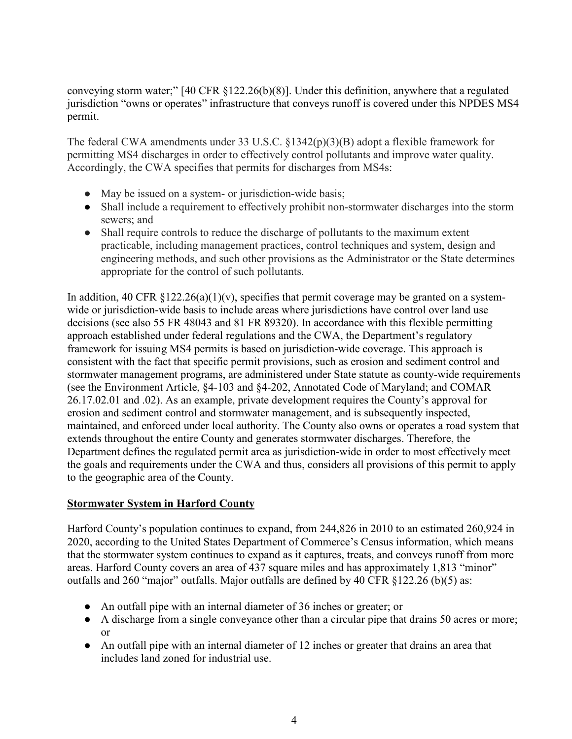conveying storm water;" [40 CFR §122.26(b)(8)]. Under this definition, anywhere that a regulated jurisdiction "owns or operates" infrastructure that conveys runoff is covered under this NPDES MS4 permit.

The federal CWA amendments under 33 U.S.C. §1342(p)(3)(B) adopt a flexible framework for permitting MS4 discharges in order to effectively control pollutants and improve water quality. Accordingly, the CWA specifies that permits for discharges from MS4s:

- May be issued on a system- or jurisdiction-wide basis;
- Shall include a requirement to effectively prohibit non-stormwater discharges into the storm sewers; and
- Shall require controls to reduce the discharge of pollutants to the maximum extent practicable, including management practices, control techniques and system, design and engineering methods, and such other provisions as the Administrator or the State determines appropriate for the control of such pollutants.

In addition, 40 CFR §122.26(a)(1)(v), specifies that permit coverage may be granted on a system-wide or jurisdiction-wide basis to include areas where jurisdictions have control over land use decisions (see also 55 FR 48043 and 81 FR 89320). In accordance with this flexible permitting approach established under federal regulations and the CWA, the Department's regulatory framework for issuing MS4 permits is based on jurisdiction-wide coverage. This approach is consistent with the fact that specific permit provisions, such as erosion and sediment control and stormwater management programs, are administered under State statute as county-wide requirements (see the Environment Article, §4-103 and §4-202, Annotated Code of Maryland; and COMAR 26.17.02.01 and .02). As an example, private development requires the County's approval for erosion and sediment control and stormwater management, and is subsequently inspected, maintained, and enforced under local authority. The County also owns or operates a road system that extends throughout the entire County and generates stormwater discharges. Therefore, the Department defines the regulated permit area as jurisdiction-wide in order to most effectively meet the goals and requirements under the CWA and thus, considers all provisions of this permit to apply to the geographic area of the County.

## Stormwater System in Harford County

Harford County's population continues to expand, from 244,826 in 2010 to an estimated 260,924 in 2020, according to the United States Department of Commerce's Census information, which means that the stormwater system continues to expand as it captures, treats, and conveys runoff from more areas. Harford County covers an area of 437 square miles and has approximately 1,813 "minor" outfalls and 260 "major" outfalls. Major outfalls are defined by 40 CFR §122.26 (b)(5) as:

- An outfall pipe with an internal diameter of 36 inches or greater; or
- A discharge from a single conveyance other than a circular pipe that drains 50 acres or more; or
- An outfall pipe with an internal diameter of 12 inches or greater that drains an area that includes land zoned for industrial use.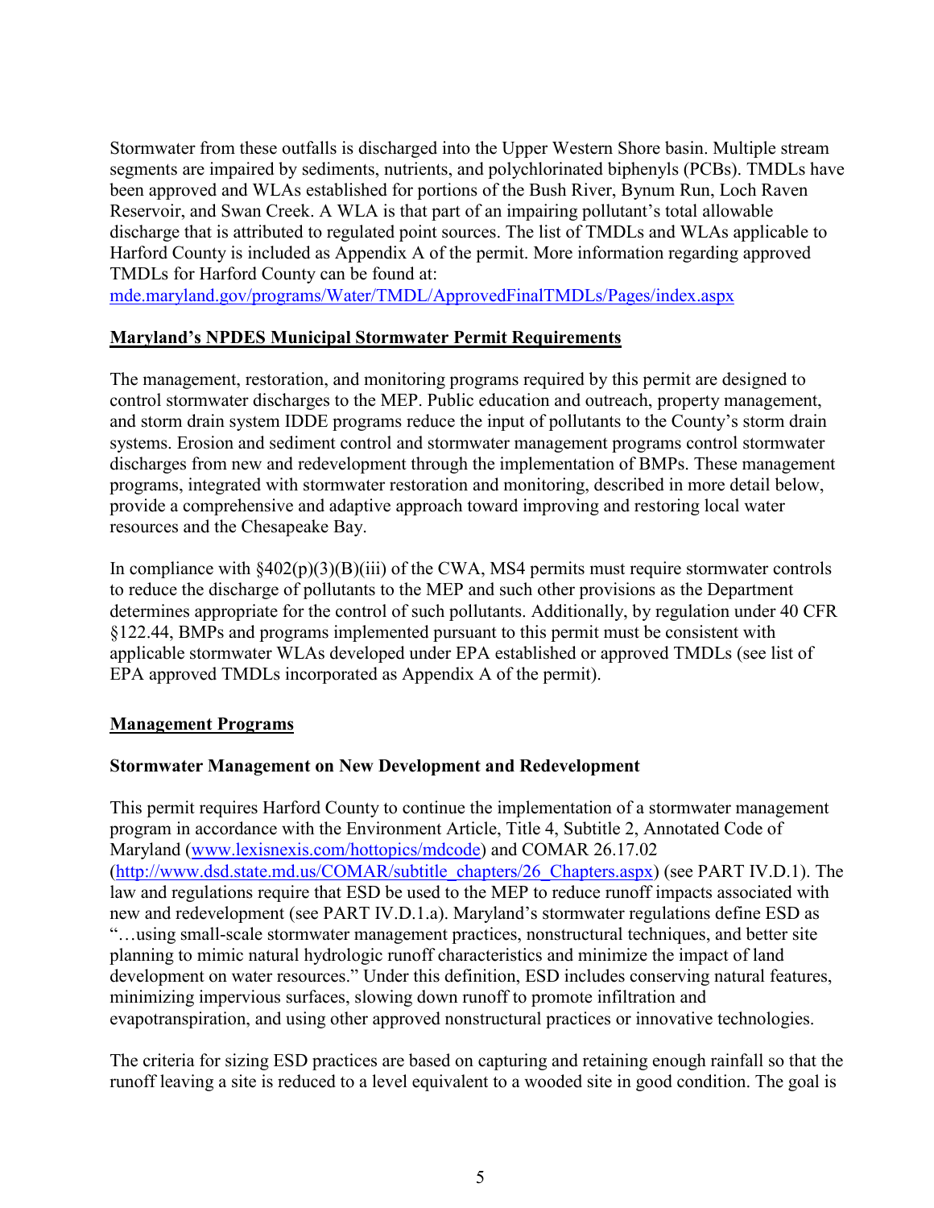Stormwater from these outfalls is discharged into the Upper Western Shore basin. Multiple stream segments are impaired by sediments, nutrients, and polychlorinated biphenyls (PCBs). TMDLs have been approved and WLAs established for portions of the Bush River, Bynum Run, Loch Raven Reservoir, and Swan Creek. A WLA is that part of an impairing pollutant's total allowable discharge that is attributed to regulated point sources. The list of TMDLs and WLAs applicable to Harford County is included as Appendix A of the permit. More information regarding approved TMDLs for Harford County can be found at:
mde.maryland.gov/programs/Water/TMDL/ApprovedFinalTMDLs/Pages/index.aspx

**Maryland's NPDES Municipal Stormwater Permit Requirements**

The management, restoration, and monitoring programs required by this permit are designed to control stormwater discharges to the MEP. Public education and outreach, property management, and storm drain system IDDE programs reduce the input of pollutants to the County's storm drain systems. Erosion and sediment control and stormwater management programs control stormwater discharges from new and redevelopment through the implementation of BMPs. These management programs, integrated with stormwater restoration and monitoring, described in more detail below, provide a comprehensive and adaptive approach toward improving and restoring local water resources and the Chesapeake Bay.

In compliance with §402(p)(3)(B)(iii) of the CWA, MS4 permits must require stormwater controls to reduce the discharge of pollutants to the MEP and such other provisions as the Department determines appropriate for the control of such pollutants. Additionally, by regulation under 40 CFR §122.44, BMPs and programs implemented pursuant to this permit must be consistent with applicable stormwater WLAs developed under EPA established or approved TMDLs (see list of EPA approved TMDLs incorporated as Appendix A of the permit).

**Management Programs**

**Stormwater Management on New Development and Redevelopment**

This permit requires Harford County to continue the implementation of a stormwater management program in accordance with the Environment Article, Title 4, Subtitle 2, Annotated Code of Maryland (www.lexisnexis.com/hottopics/mdcode) and COMAR 26.17.02 (http://www.dsd.state.md.us/COMAR/subtitle_chapters/26_Chapters.aspx) (see PART IV.D.1). The law and regulations require that ESD be used to the MEP to reduce runoff impacts associated with new and redevelopment (see PART IV.D.1.a). Maryland's stormwater regulations define ESD as "…using small-scale stormwater management practices, nonstructural techniques, and better site planning to mimic natural hydrologic runoff characteristics and minimize the impact of land development on water resources." Under this definition, ESD includes conserving natural features, minimizing impervious surfaces, slowing down runoff to promote infiltration and evapotranspiration, and using other approved nonstructural practices or innovative technologies.

The criteria for sizing ESD practices are based on capturing and retaining enough rainfall so that the runoff leaving a site is reduced to a level equivalent to a wooded site in good condition. The goal is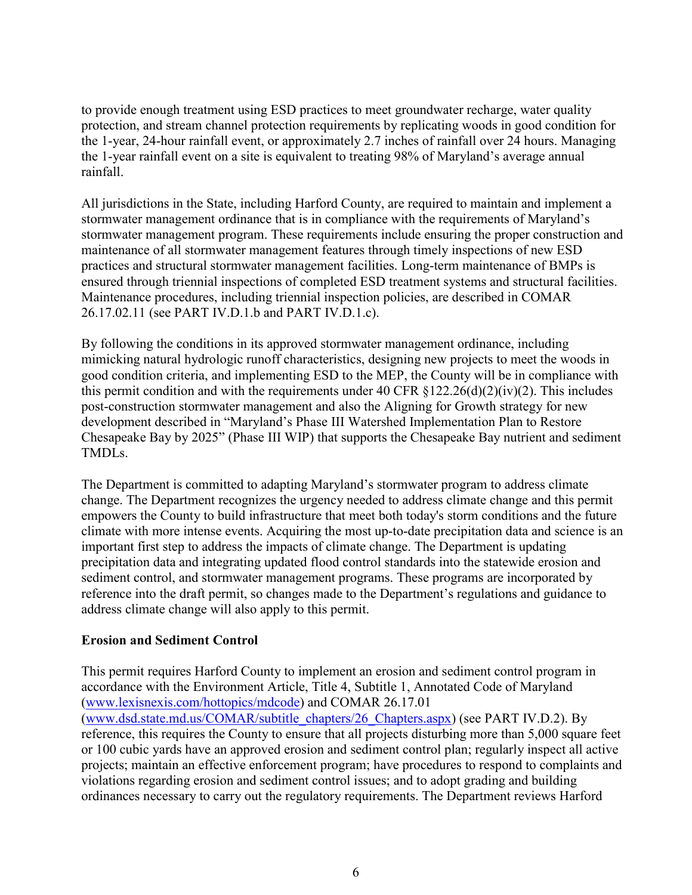to provide enough treatment using ESD practices to meet groundwater recharge, water quality protection, and stream channel protection requirements by replicating woods in good condition for the 1-year, 24-hour rainfall event, or approximately 2.7 inches of rainfall over 24 hours. Managing the 1-year rainfall event on a site is equivalent to treating 98% of Maryland's average annual rainfall.

All jurisdictions in the State, including Harford County, are required to maintain and implement a stormwater management ordinance that is in compliance with the requirements of Maryland's stormwater management program. These requirements include ensuring the proper construction and maintenance of all stormwater management features through timely inspections of new ESD practices and structural stormwater management facilities. Long-term maintenance of BMPs is ensured through triennial inspections of completed ESD treatment systems and structural facilities. Maintenance procedures, including triennial inspection policies, are described in COMAR 26.17.02.11 (see PART IV.D.1.b and PART IV.D.1.c).

By following the conditions in its approved stormwater management ordinance, including mimicking natural hydrologic runoff characteristics, designing new projects to meet the woods in good condition criteria, and implementing ESD to the MEP, the County will be in compliance with this permit condition and with the requirements under 40 CFR §122.26(d)(2)(iv)(2). This includes post-construction stormwater management and also the Aligning for Growth strategy for new development described in "Maryland's Phase III Watershed Implementation Plan to Restore Chesapeake Bay by 2025" (Phase III WIP) that supports the Chesapeake Bay nutrient and sediment TMDLs.

The Department is committed to adapting Maryland's stormwater program to address climate change. The Department recognizes the urgency needed to address climate change and this permit empowers the County to build infrastructure that meet both today's storm conditions and the future climate with more intense events. Acquiring the most up-to-date precipitation data and science is an important first step to address the impacts of climate change. The Department is updating precipitation data and integrating updated flood control standards into the statewide erosion and sediment control, and stormwater management programs. These programs are incorporated by reference into the draft permit, so changes made to the Department's regulations and guidance to address climate change will also apply to this permit.

**Erosion and Sediment Control**

This permit requires Harford County to implement an erosion and sediment control program in accordance with the Environment Article, Title 4, Subtitle 1, Annotated Code of Maryland ([www.lexisnexis.com/hottopics/mdcode](www.lexisnexis.com/hottopics/mdcode)) and COMAR 26.17.01 ([www.dsd.state.md.us/COMAR/subtitle_chapters/26_Chapters.aspx](www.dsd.state.md.us/COMAR/subtitle_chapters/26_Chapters.aspx)) (see PART IV.D.2). By reference, this requires the County to ensure that all projects disturbing more than 5,000 square feet or 100 cubic yards have an approved erosion and sediment control plan; regularly inspect all active projects; maintain an effective enforcement program; have procedures to respond to complaints and violations regarding erosion and sediment control issues; and to adopt grading and building ordinances necessary to carry out the regulatory requirements. The Department reviews Harford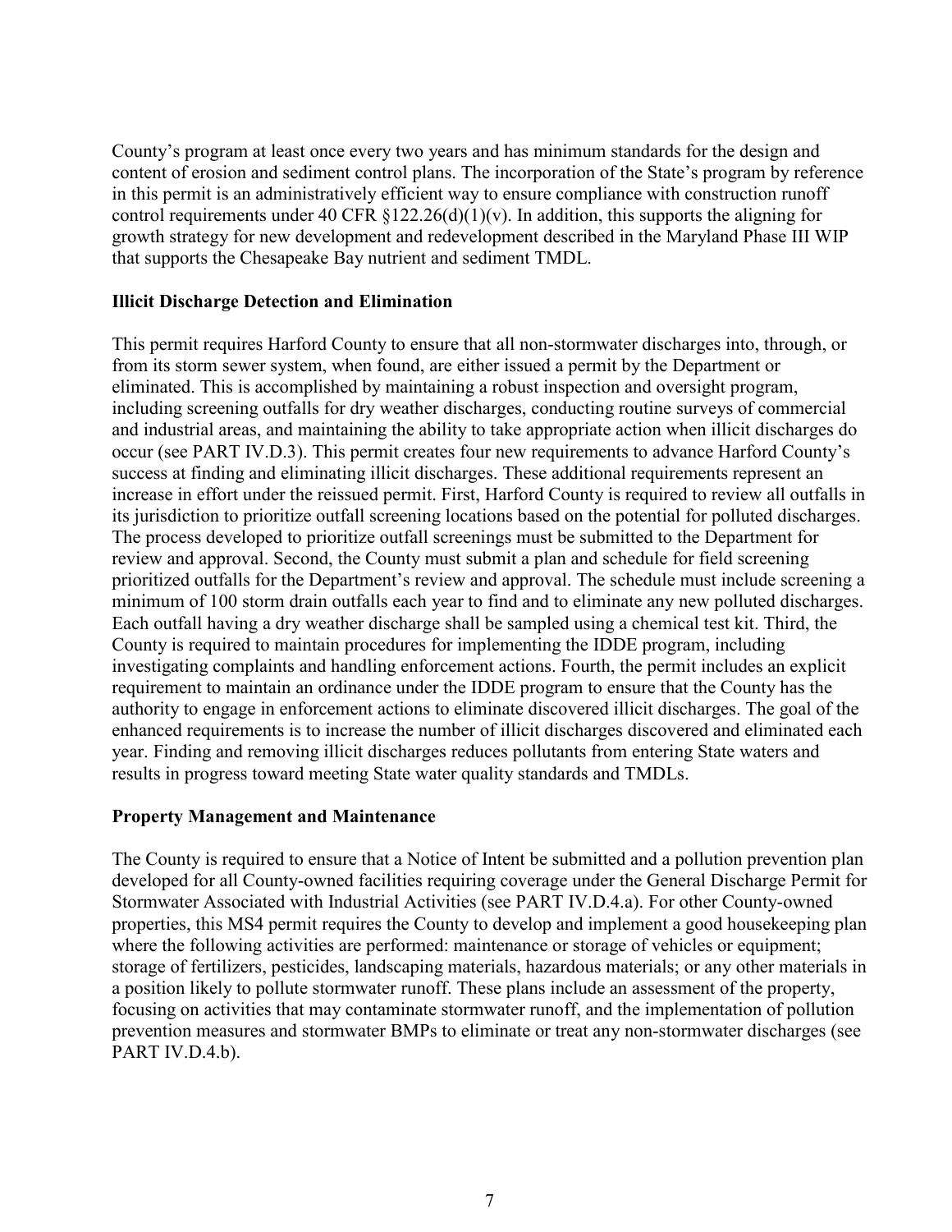County's program at least once every two years and has minimum standards for the design and content of erosion and sediment control plans. The incorporation of the State's program by reference in this permit is an administratively efficient way to ensure compliance with construction runoff control requirements under 40 CFR §122.26(d)(1)(v). In addition, this supports the aligning for growth strategy for new development and redevelopment described in the Maryland Phase III WIP that supports the Chesapeake Bay nutrient and sediment TMDL.

**Illicit Discharge Detection and Elimination**

This permit requires Harford County to ensure that all non-stormwater discharges into, through, or from its storm sewer system, when found, are either issued a permit by the Department or eliminated. This is accomplished by maintaining a robust inspection and oversight program, including screening outfalls for dry weather discharges, conducting routine surveys of commercial and industrial areas, and maintaining the ability to take appropriate action when illicit discharges do occur (see PART IV.D.3). This permit creates four new requirements to advance Harford County's success at finding and eliminating illicit discharges. These additional requirements represent an increase in effort under the reissued permit. First, Harford County is required to review all outfalls in its jurisdiction to prioritize outfall screening locations based on the potential for polluted discharges. The process developed to prioritize outfall screenings must be submitted to the Department for review and approval. Second, the County must submit a plan and schedule for field screening prioritized outfalls for the Department's review and approval. The schedule must include screening a minimum of 100 storm drain outfalls each year to find and to eliminate any new polluted discharges. Each outfall having a dry weather discharge shall be sampled using a chemical test kit. Third, the County is required to maintain procedures for implementing the IDDE program, including investigating complaints and handling enforcement actions. Fourth, the permit includes an explicit requirement to maintain an ordinance under the IDDE program to ensure that the County has the authority to engage in enforcement actions to eliminate discovered illicit discharges. The goal of the enhanced requirements is to increase the number of illicit discharges discovered and eliminated each year. Finding and removing illicit discharges reduces pollutants from entering State waters and results in progress toward meeting State water quality standards and TMDLs.

**Property Management and Maintenance**

The County is required to ensure that a Notice of Intent be submitted and a pollution prevention plan developed for all County-owned facilities requiring coverage under the General Discharge Permit for Stormwater Associated with Industrial Activities (see PART IV.D.4.a). For other County-owned properties, this MS4 permit requires the County to develop and implement a good housekeeping plan where the following activities are performed: maintenance or storage of vehicles or equipment; storage of fertilizers, pesticides, landscaping materials, hazardous materials; or any other materials in a position likely to pollute stormwater runoff. These plans include an assessment of the property, focusing on activities that may contaminate stormwater runoff, and the implementation of pollution prevention measures and stormwater BMPs to eliminate or treat any non-stormwater discharges (see PART IV.D.4.b).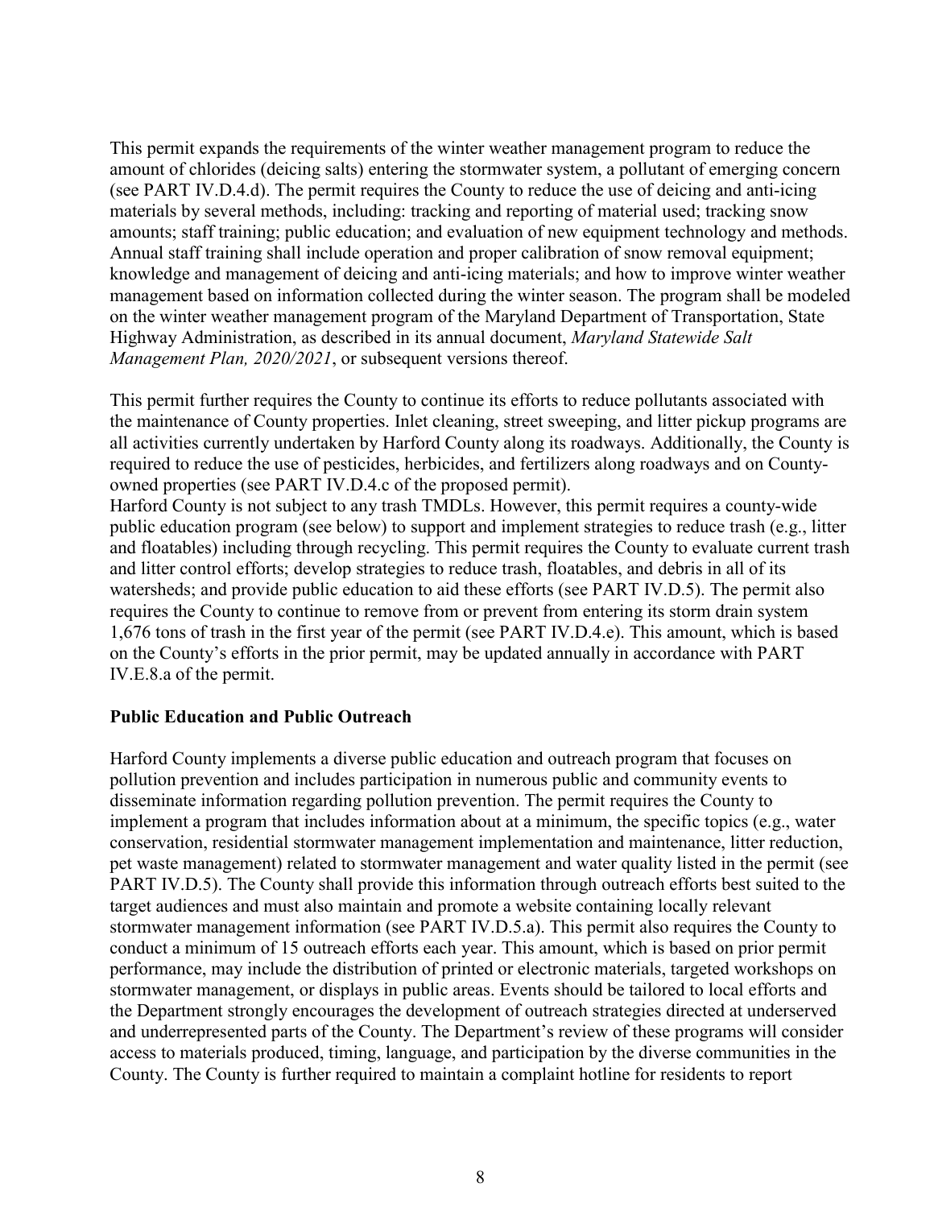This permit expands the requirements of the winter weather management program to reduce the amount of chlorides (deicing salts) entering the stormwater system, a pollutant of emerging concern (see PART IV.D.4.d). The permit requires the County to reduce the use of deicing and anti-icing materials by several methods, including: tracking and reporting of material used; tracking snow amounts; staff training; public education; and evaluation of new equipment technology and methods. Annual staff training shall include operation and proper calibration of snow removal equipment; knowledge and management of deicing and anti-icing materials; and how to improve winter weather management based on information collected during the winter season. The program shall be modeled on the winter weather management program of the Maryland Department of Transportation, State Highway Administration, as described in its annual document, *Maryland Statewide Salt Management Plan, 2020/2021*, or subsequent versions thereof.

This permit further requires the County to continue its efforts to reduce pollutants associated with the maintenance of County properties. Inlet cleaning, street sweeping, and litter pickup programs are all activities currently undertaken by Harford County along its roadways. Additionally, the County is required to reduce the use of pesticides, herbicides, and fertilizers along roadways and on County-owned properties (see PART IV.D.4.c of the proposed permit).
Harford County is not subject to any trash TMDLs. However, this permit requires a county-wide public education program (see below) to support and implement strategies to reduce trash (e.g., litter and floatables) including through recycling. This permit requires the County to evaluate current trash and litter control efforts; develop strategies to reduce trash, floatables, and debris in all of its watersheds; and provide public education to aid these efforts (see PART IV.D.5). The permit also requires the County to continue to remove from or prevent from entering its storm drain system 1,676 tons of trash in the first year of the permit (see PART IV.D.4.e). This amount, which is based on the County's efforts in the prior permit, may be updated annually in accordance with PART IV.E.8.a of the permit.

**Public Education and Public Outreach**

Harford County implements a diverse public education and outreach program that focuses on pollution prevention and includes participation in numerous public and community events to disseminate information regarding pollution prevention. The permit requires the County to implement a program that includes information about at a minimum, the specific topics (e.g., water conservation, residential stormwater management implementation and maintenance, litter reduction, pet waste management) related to stormwater management and water quality listed in the permit (see PART IV.D.5). The County shall provide this information through outreach efforts best suited to the target audiences and must also maintain and promote a website containing locally relevant stormwater management information (see PART IV.D.5.a). This permit also requires the County to conduct a minimum of 15 outreach efforts each year. This amount, which is based on prior permit performance, may include the distribution of printed or electronic materials, targeted workshops on stormwater management, or displays in public areas. Events should be tailored to local efforts and the Department strongly encourages the development of outreach strategies directed at underserved and underrepresented parts of the County. The Department's review of these programs will consider access to materials produced, timing, language, and participation by the diverse communities in the County. The County is further required to maintain a complaint hotline for residents to report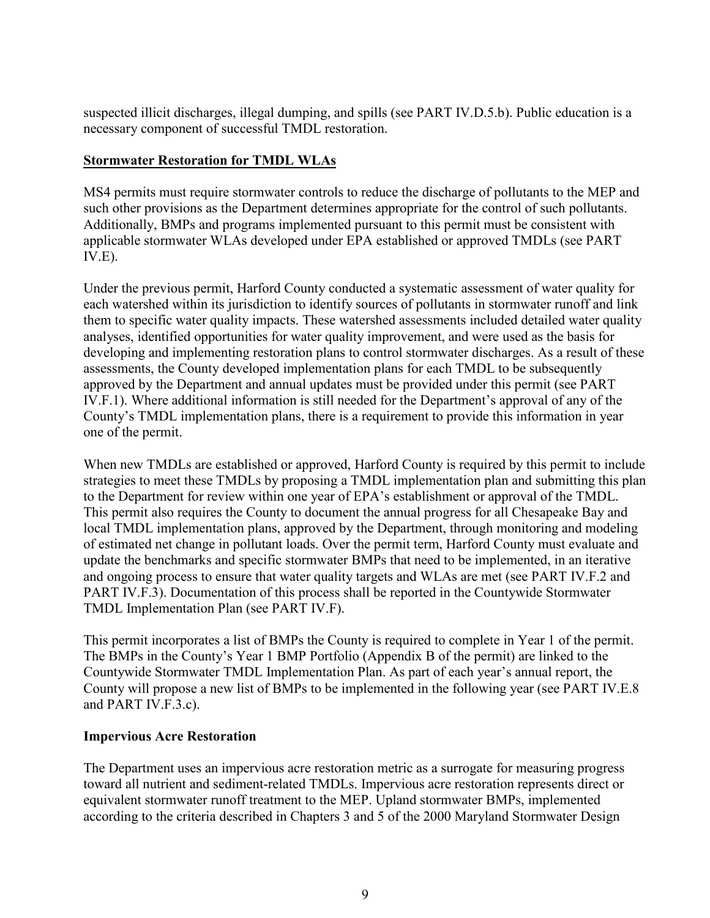suspected illicit discharges, illegal dumping, and spills (see PART IV.D.5.b). Public education is a necessary component of successful TMDL restoration.

## Stormwater Restoration for TMDL WLAs

MS4 permits must require stormwater controls to reduce the discharge of pollutants to the MEP and such other provisions as the Department determines appropriate for the control of such pollutants. Additionally, BMPs and programs implemented pursuant to this permit must be consistent with applicable stormwater WLAs developed under EPA established or approved TMDLs (see PART IV.E).

Under the previous permit, Harford County conducted a systematic assessment of water quality for each watershed within its jurisdiction to identify sources of pollutants in stormwater runoff and link them to specific water quality impacts. These watershed assessments included detailed water quality analyses, identified opportunities for water quality improvement, and were used as the basis for developing and implementing restoration plans to control stormwater discharges. As a result of these assessments, the County developed implementation plans for each TMDL to be subsequently approved by the Department and annual updates must be provided under this permit (see PART IV.F.1). Where additional information is still needed for the Department's approval of any of the County's TMDL implementation plans, there is a requirement to provide this information in year one of the permit.

When new TMDLs are established or approved, Harford County is required by this permit to include strategies to meet these TMDLs by proposing a TMDL implementation plan and submitting this plan to the Department for review within one year of EPA's establishment or approval of the TMDL. This permit also requires the County to document the annual progress for all Chesapeake Bay and local TMDL implementation plans, approved by the Department, through monitoring and modeling of estimated net change in pollutant loads. Over the permit term, Harford County must evaluate and update the benchmarks and specific stormwater BMPs that need to be implemented, in an iterative and ongoing process to ensure that water quality targets and WLAs are met (see PART IV.F.2 and PART IV.F.3). Documentation of this process shall be reported in the Countywide Stormwater TMDL Implementation Plan (see PART IV.F).

This permit incorporates a list of BMPs the County is required to complete in Year 1 of the permit. The BMPs in the County's Year 1 BMP Portfolio (Appendix B of the permit) are linked to the Countywide Stormwater TMDL Implementation Plan. As part of each year's annual report, the County will propose a new list of BMPs to be implemented in the following year (see PART IV.E.8 and PART IV.F.3.c).

## Impervious Acre Restoration

The Department uses an impervious acre restoration metric as a surrogate for measuring progress toward all nutrient and sediment-related TMDLs. Impervious acre restoration represents direct or equivalent stormwater runoff treatment to the MEP. Upland stormwater BMPs, implemented according to the criteria described in Chapters 3 and 5 of the 2000 Maryland Stormwater Design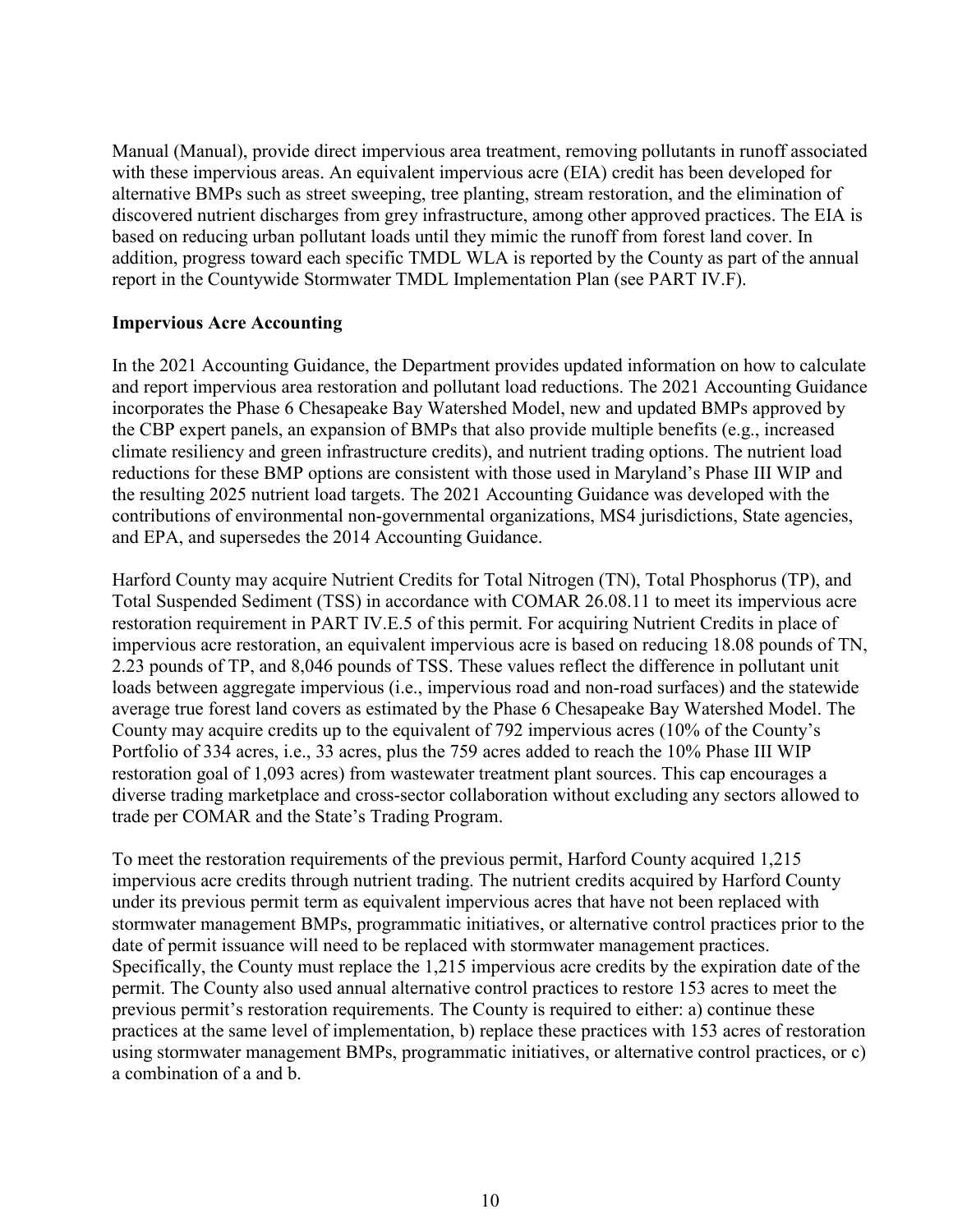Manual (Manual), provide direct impervious area treatment, removing pollutants in runoff associated with these impervious areas. An equivalent impervious acre (EIA) credit has been developed for alternative BMPs such as street sweeping, tree planting, stream restoration, and the elimination of discovered nutrient discharges from grey infrastructure, among other approved practices. The EIA is based on reducing urban pollutant loads until they mimic the runoff from forest land cover. In addition, progress toward each specific TMDL WLA is reported by the County as part of the annual report in the Countywide Stormwater TMDL Implementation Plan (see PART IV.F).

**Impervious Acre Accounting**

In the 2021 Accounting Guidance, the Department provides updated information on how to calculate and report impervious area restoration and pollutant load reductions. The 2021 Accounting Guidance incorporates the Phase 6 Chesapeake Bay Watershed Model, new and updated BMPs approved by the CBP expert panels, an expansion of BMPs that also provide multiple benefits (e.g., increased climate resiliency and green infrastructure credits), and nutrient trading options. The nutrient load reductions for these BMP options are consistent with those used in Maryland's Phase III WIP and the resulting 2025 nutrient load targets. The 2021 Accounting Guidance was developed with the contributions of environmental non-governmental organizations, MS4 jurisdictions, State agencies, and EPA, and supersedes the 2014 Accounting Guidance.

Harford County may acquire Nutrient Credits for Total Nitrogen (TN), Total Phosphorus (TP), and Total Suspended Sediment (TSS) in accordance with COMAR 26.08.11 to meet its impervious acre restoration requirement in PART IV.E.5 of this permit. For acquiring Nutrient Credits in place of impervious acre restoration, an equivalent impervious acre is based on reducing 18.08 pounds of TN, 2.23 pounds of TP, and 8,046 pounds of TSS. These values reflect the difference in pollutant unit loads between aggregate impervious (i.e., impervious road and non-road surfaces) and the statewide average true forest land covers as estimated by the Phase 6 Chesapeake Bay Watershed Model. The County may acquire credits up to the equivalent of 792 impervious acres (10% of the County's Portfolio of 334 acres, i.e., 33 acres, plus the 759 acres added to reach the 10% Phase III WIP restoration goal of 1,093 acres) from wastewater treatment plant sources. This cap encourages a diverse trading marketplace and cross-sector collaboration without excluding any sectors allowed to trade per COMAR and the State's Trading Program.

To meet the restoration requirements of the previous permit, Harford County acquired 1,215 impervious acre credits through nutrient trading. The nutrient credits acquired by Harford County under its previous permit term as equivalent impervious acres that have not been replaced with stormwater management BMPs, programmatic initiatives, or alternative control practices prior to the date of permit issuance will need to be replaced with stormwater management practices. Specifically, the County must replace the 1,215 impervious acre credits by the expiration date of the permit. The County also used annual alternative control practices to restore 153 acres to meet the previous permit's restoration requirements. The County is required to either: a) continue these practices at the same level of implementation, b) replace these practices with 153 acres of restoration using stormwater management BMPs, programmatic initiatives, or alternative control practices, or c) a combination of a and b.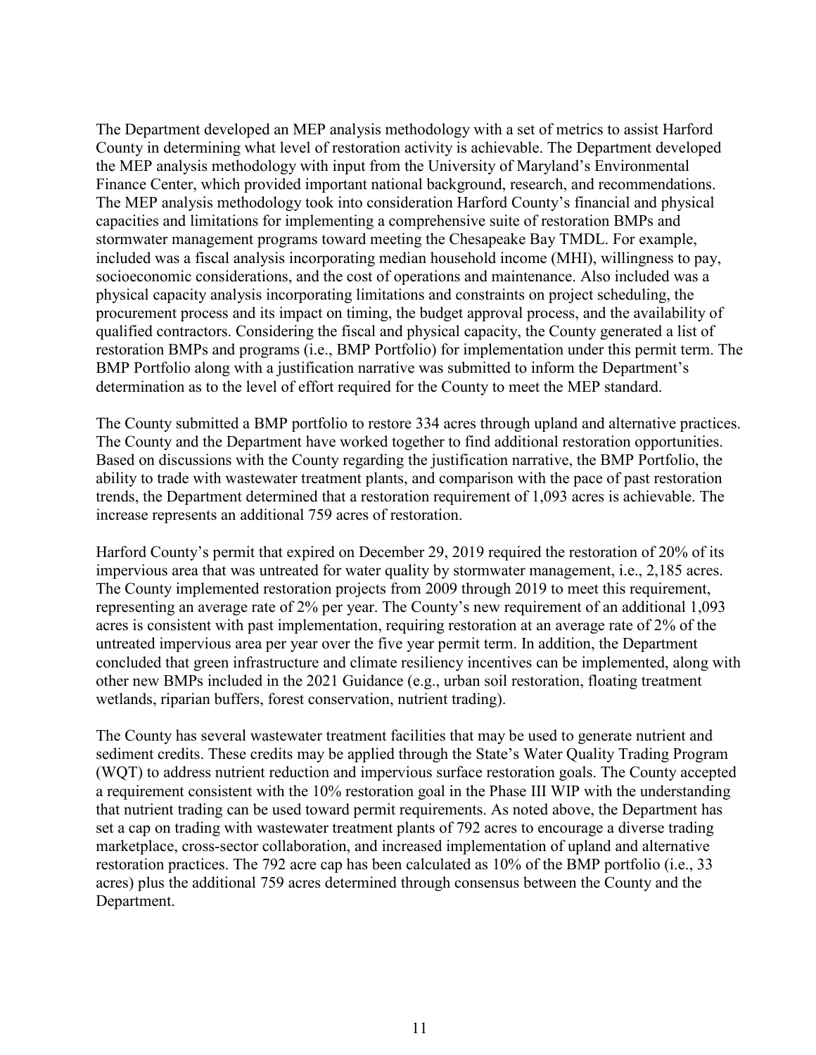The Department developed an MEP analysis methodology with a set of metrics to assist Harford County in determining what level of restoration activity is achievable. The Department developed the MEP analysis methodology with input from the University of Maryland's Environmental Finance Center, which provided important national background, research, and recommendations. The MEP analysis methodology took into consideration Harford County's financial and physical capacities and limitations for implementing a comprehensive suite of restoration BMPs and stormwater management programs toward meeting the Chesapeake Bay TMDL. For example, included was a fiscal analysis incorporating median household income (MHI), willingness to pay, socioeconomic considerations, and the cost of operations and maintenance. Also included was a physical capacity analysis incorporating limitations and constraints on project scheduling, the procurement process and its impact on timing, the budget approval process, and the availability of qualified contractors. Considering the fiscal and physical capacity, the County generated a list of restoration BMPs and programs (i.e., BMP Portfolio) for implementation under this permit term. The BMP Portfolio along with a justification narrative was submitted to inform the Department's determination as to the level of effort required for the County to meet the MEP standard.

The County submitted a BMP portfolio to restore 334 acres through upland and alternative practices. The County and the Department have worked together to find additional restoration opportunities. Based on discussions with the County regarding the justification narrative, the BMP Portfolio, the ability to trade with wastewater treatment plants, and comparison with the pace of past restoration trends, the Department determined that a restoration requirement of 1,093 acres is achievable. The increase represents an additional 759 acres of restoration.

Harford County's permit that expired on December 29, 2019 required the restoration of 20% of its impervious area that was untreated for water quality by stormwater management, i.e., 2,185 acres. The County implemented restoration projects from 2009 through 2019 to meet this requirement, representing an average rate of 2% per year. The County's new requirement of an additional 1,093 acres is consistent with past implementation, requiring restoration at an average rate of 2% of the untreated impervious area per year over the five year permit term. In addition, the Department concluded that green infrastructure and climate resiliency incentives can be implemented, along with other new BMPs included in the 2021 Guidance (e.g., urban soil restoration, floating treatment wetlands, riparian buffers, forest conservation, nutrient trading).

The County has several wastewater treatment facilities that may be used to generate nutrient and sediment credits. These credits may be applied through the State's Water Quality Trading Program (WQT) to address nutrient reduction and impervious surface restoration goals. The County accepted a requirement consistent with the 10% restoration goal in the Phase III WIP with the understanding that nutrient trading can be used toward permit requirements. As noted above, the Department has set a cap on trading with wastewater treatment plants of 792 acres to encourage a diverse trading marketplace, cross-sector collaboration, and increased implementation of upland and alternative restoration practices. The 792 acre cap has been calculated as 10% of the BMP portfolio (i.e., 33 acres) plus the additional 759 acres determined through consensus between the County and the Department.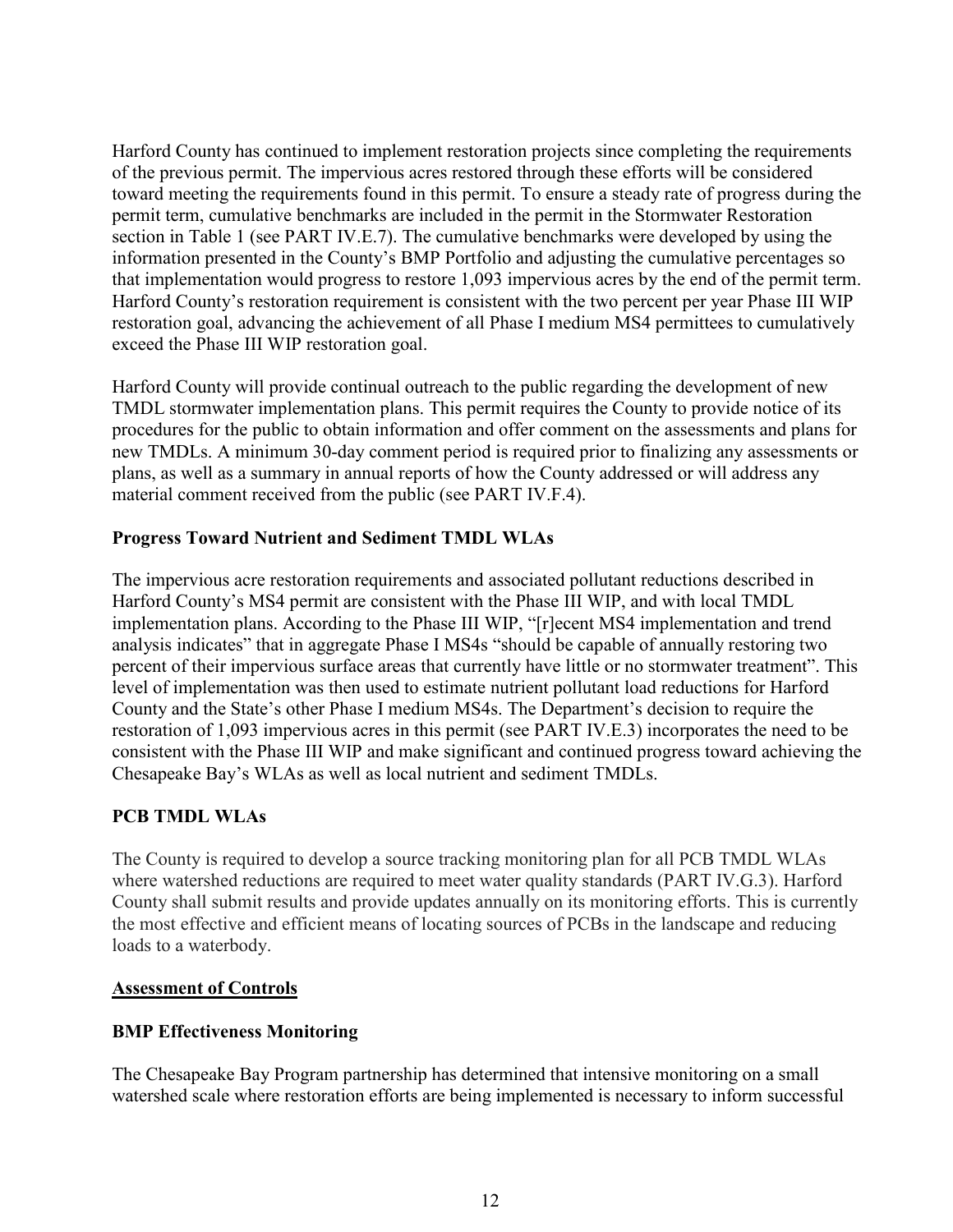Harford County has continued to implement restoration projects since completing the requirements of the previous permit. The impervious acres restored through these efforts will be considered toward meeting the requirements found in this permit. To ensure a steady rate of progress during the permit term, cumulative benchmarks are included in the permit in the Stormwater Restoration section in Table 1 (see PART IV.E.7). The cumulative benchmarks were developed by using the information presented in the County's BMP Portfolio and adjusting the cumulative percentages so that implementation would progress to restore 1,093 impervious acres by the end of the permit term. Harford County's restoration requirement is consistent with the two percent per year Phase III WIP restoration goal, advancing the achievement of all Phase I medium MS4 permittees to cumulatively exceed the Phase III WIP restoration goal.

Harford County will provide continual outreach to the public regarding the development of new TMDL stormwater implementation plans. This permit requires the County to provide notice of its procedures for the public to obtain information and offer comment on the assessments and plans for new TMDLs. A minimum 30-day comment period is required prior to finalizing any assessments or plans, as well as a summary in annual reports of how the County addressed or will address any material comment received from the public (see PART IV.F.4).

**Progress Toward Nutrient and Sediment TMDL WLAs**

The impervious acre restoration requirements and associated pollutant reductions described in Harford County's MS4 permit are consistent with the Phase III WIP, and with local TMDL implementation plans. According to the Phase III WIP, "[r]ecent MS4 implementation and trend analysis indicates" that in aggregate Phase I MS4s "should be capable of annually restoring two percent of their impervious surface areas that currently have little or no stormwater treatment". This level of implementation was then used to estimate nutrient pollutant load reductions for Harford County and the State's other Phase I medium MS4s. The Department's decision to require the restoration of 1,093 impervious acres in this permit (see PART IV.E.3) incorporates the need to be consistent with the Phase III WIP and make significant and continued progress toward achieving the Chesapeake Bay's WLAs as well as local nutrient and sediment TMDLs.

**PCB TMDL WLAs**

The County is required to develop a source tracking monitoring plan for all PCB TMDL WLAs where watershed reductions are required to meet water quality standards (PART IV.G.3). Harford County shall submit results and provide updates annually on its monitoring efforts. This is currently the most effective and efficient means of locating sources of PCBs in the landscape and reducing loads to a waterbody.

**Assessment of Controls**

**BMP Effectiveness Monitoring**

The Chesapeake Bay Program partnership has determined that intensive monitoring on a small watershed scale where restoration efforts are being implemented is necessary to inform successful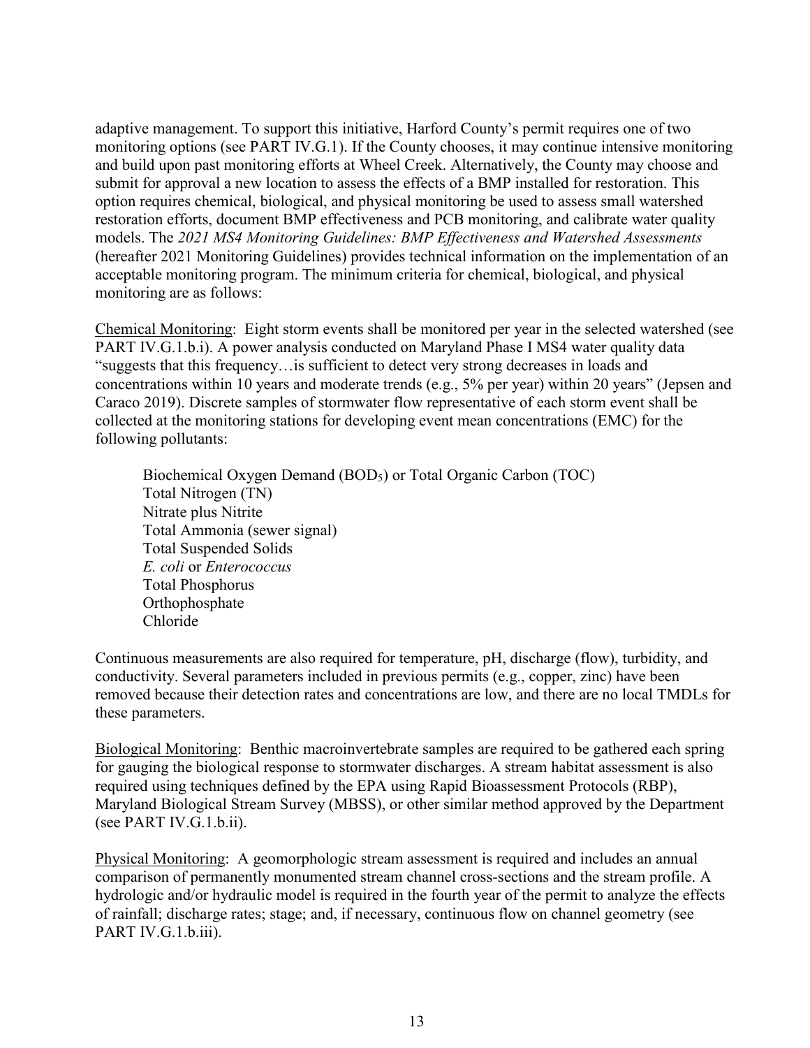adaptive management. To support this initiative, Harford County's permit requires one of two monitoring options (see PART IV.G.1). If the County chooses, it may continue intensive monitoring and build upon past monitoring efforts at Wheel Creek. Alternatively, the County may choose and submit for approval a new location to assess the effects of a BMP installed for restoration. This option requires chemical, biological, and physical monitoring be used to assess small watershed restoration efforts, document BMP effectiveness and PCB monitoring, and calibrate water quality models. The *2021 MS4 Monitoring Guidelines: BMP Effectiveness and Watershed Assessments* (hereafter 2021 Monitoring Guidelines) provides technical information on the implementation of an acceptable monitoring program. The minimum criteria for chemical, biological, and physical monitoring are as follows:

<u>Chemical Monitoring</u>: Eight storm events shall be monitored per year in the selected watershed (see PART IV.G.1.b.i). A power analysis conducted on Maryland Phase I MS4 water quality data "suggests that this frequency…is sufficient to detect very strong decreases in loads and concentrations within 10 years and moderate trends (e.g., 5% per year) within 20 years" (Jepsen and Caraco 2019). Discrete samples of stormwater flow representative of each storm event shall be collected at the monitoring stations for developing event mean concentrations (EMC) for the following pollutants:

- Biochemical Oxygen Demand ($BOD_5$) or Total Organic Carbon (TOC)
- Total Nitrogen (TN)
- Nitrate plus Nitrite
- Total Ammonia (sewer signal)
- Total Suspended Solids
- *E. coli* or *Enterococcus*
- Total Phosphorus
- Orthophosphate
- Chloride

Continuous measurements are also required for temperature, pH, discharge (flow), turbidity, and conductivity. Several parameters included in previous permits (e.g., copper, zinc) have been removed because their detection rates and concentrations are low, and there are no local TMDLs for these parameters.

<u>Biological Monitoring</u>: Benthic macroinvertebrate samples are required to be gathered each spring for gauging the biological response to stormwater discharges. A stream habitat assessment is also required using techniques defined by the EPA using Rapid Bioassessment Protocols (RBP), Maryland Biological Stream Survey (MBSS), or other similar method approved by the Department (see PART IV.G.1.b.ii).

<u>Physical Monitoring</u>: A geomorphologic stream assessment is required and includes an annual comparison of permanently monumented stream channel cross-sections and the stream profile. A hydrologic and/or hydraulic model is required in the fourth year of the permit to analyze the effects of rainfall; discharge rates; stage; and, if necessary, continuous flow on channel geometry (see PART IV.G.1.b.iii).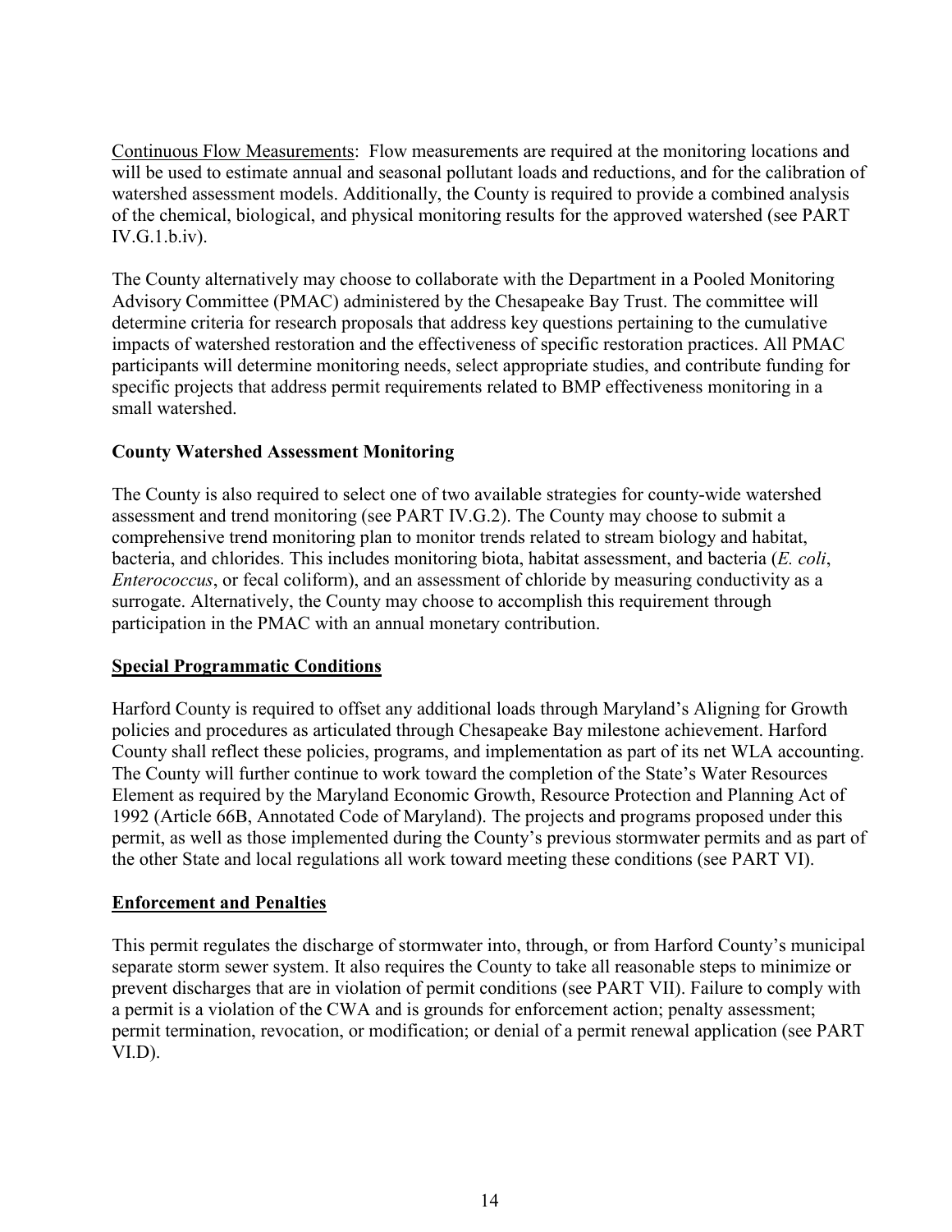Continuous Flow Measurements: Flow measurements are required at the monitoring locations and will be used to estimate annual and seasonal pollutant loads and reductions, and for the calibration of watershed assessment models. Additionally, the County is required to provide a combined analysis of the chemical, biological, and physical monitoring results for the approved watershed (see PART IV.G.1.b.iv).

The County alternatively may choose to collaborate with the Department in a Pooled Monitoring Advisory Committee (PMAC) administered by the Chesapeake Bay Trust. The committee will determine criteria for research proposals that address key questions pertaining to the cumulative impacts of watershed restoration and the effectiveness of specific restoration practices. All PMAC participants will determine monitoring needs, select appropriate studies, and contribute funding for specific projects that address permit requirements related to BMP effectiveness monitoring in a small watershed.

**County Watershed Assessment Monitoring**

The County is also required to select one of two available strategies for county-wide watershed assessment and trend monitoring (see PART IV.G.2). The County may choose to submit a comprehensive trend monitoring plan to monitor trends related to stream biology and habitat, bacteria, and chlorides. This includes monitoring biota, habitat assessment, and bacteria (*E. coli*, *Enterococcus*, or fecal coliform), and an assessment of chloride by measuring conductivity as a surrogate. Alternatively, the County may choose to accomplish this requirement through participation in the PMAC with an annual monetary contribution.

## Special Programmatic Conditions

Harford County is required to offset any additional loads through Maryland's Aligning for Growth policies and procedures as articulated through Chesapeake Bay milestone achievement. Harford County shall reflect these policies, programs, and implementation as part of its net WLA accounting. The County will further continue to work toward the completion of the State's Water Resources Element as required by the Maryland Economic Growth, Resource Protection and Planning Act of 1992 (Article 66B, Annotated Code of Maryland). The projects and programs proposed under this permit, as well as those implemented during the County's previous stormwater permits and as part of the other State and local regulations all work toward meeting these conditions (see PART VI).

## Enforcement and Penalties

This permit regulates the discharge of stormwater into, through, or from Harford County's municipal separate storm sewer system. It also requires the County to take all reasonable steps to minimize or prevent discharges that are in violation of permit conditions (see PART VII). Failure to comply with a permit is a violation of the CWA and is grounds for enforcement action; penalty assessment; permit termination, revocation, or modification; or denial of a permit renewal application (see PART VI.D).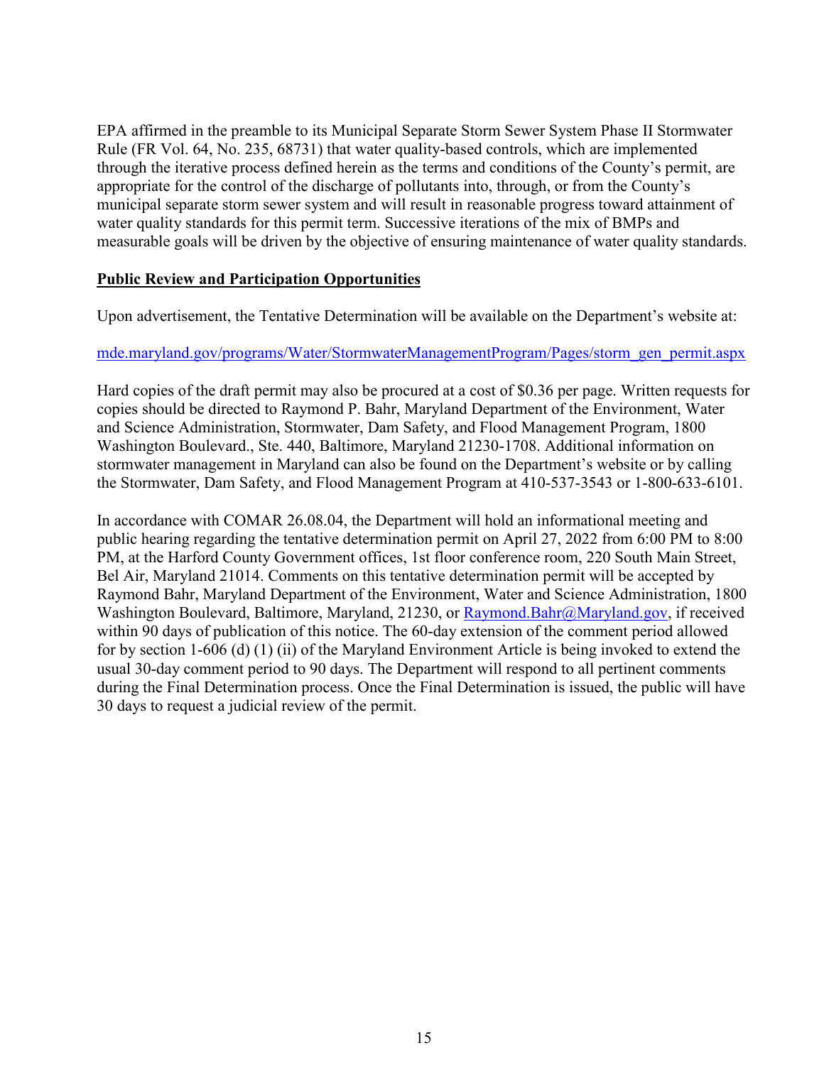EPA affirmed in the preamble to its Municipal Separate Storm Sewer System Phase II Stormwater Rule (FR Vol. 64, No. 235, 68731) that water quality-based controls, which are implemented through the iterative process defined herein as the terms and conditions of the County's permit, are appropriate for the control of the discharge of pollutants into, through, or from the County's municipal separate storm sewer system and will result in reasonable progress toward attainment of water quality standards for this permit term. Successive iterations of the mix of BMPs and measurable goals will be driven by the objective of ensuring maintenance of water quality standards.

**Public Review and Participation Opportunities**

Upon advertisement, the Tentative Determination will be available on the Department's website at:

mde.maryland.gov/programs/Water/StormwaterManagementProgram/Pages/storm_gen_permit.aspx

Hard copies of the draft permit may also be procured at a cost of $0.36 per page. Written requests for copies should be directed to Raymond P. Bahr, Maryland Department of the Environment, Water and Science Administration, Stormwater, Dam Safety, and Flood Management Program, 1800 Washington Boulevard., Ste. 440, Baltimore, Maryland 21230-1708. Additional information on stormwater management in Maryland can also be found on the Department's website or by calling the Stormwater, Dam Safety, and Flood Management Program at 410-537-3543 or 1-800-633-6101.

In accordance with COMAR 26.08.04, the Department will hold an informational meeting and public hearing regarding the tentative determination permit on April 27, 2022 from 6:00 PM to 8:00 PM, at the Harford County Government offices, 1st floor conference room, 220 South Main Street, Bel Air, Maryland 21014. Comments on this tentative determination permit will be accepted by Raymond Bahr, Maryland Department of the Environment, Water and Science Administration, 1800 Washington Boulevard, Baltimore, Maryland, 21230, or Raymond.Bahr@Maryland.gov, if received within 90 days of publication of this notice. The 60-day extension of the comment period allowed for by section 1-606 (d) (1) (ii) of the Maryland Environment Article is being invoked to extend the usual 30-day comment period to 90 days. The Department will respond to all pertinent comments during the Final Determination process. Once the Final Determination is issued, the public will have 30 days to request a judicial review of the permit.